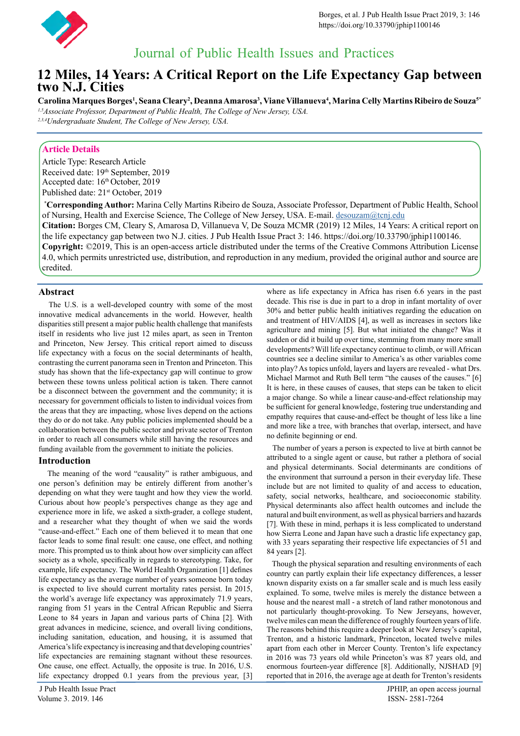# Journal of Public Health Issues and Practices

# 12 Miles, 14 Years: A Critical Report on the Life Expectancy Gap between two N.J. Cities

**Carolina Marques Borges[1], Seana Cleary[2], Deanna Amarosa[3], Viane Villanueva[4], Marina Celly Martins Ribeiro de Souza[5*]**

*[1,5]Associate Professor, Department of Public Health, The College of New Jersey, USA.*
*[2,3,4]Undergraduate Student, The College of New Jersey, USA.*

## Article Details

Article Type: Research Article
Received date: 19th September, 2019
Accepted date: 16th October, 2019
Published date: 21st October, 2019

**[*]Corresponding Author:** Marina Celly Martins Ribeiro de Souza, Associate Professor, Department of Public Health, School of Nursing, Health and Exercise Science, The College of New Jersey, USA. E-mail. desouzam@tcnj.edu

**Citation:** Borges CM, Cleary S, Amarosa D, Villanueva V, De Souza MCMR (2019) 12 Miles, 14 Years: A critical report on the life expectancy gap between two N.J. cities. J Pub Health Issue Pract 3: 146. https://doi.org/10.33790/jphip1100146.

**Copyright:** ©2019, This is an open-access article distributed under the terms of the Creative Commons Attribution License 4.0, which permits unrestricted use, distribution, and reproduction in any medium, provided the original author and source are credited.

## Abstract

The U.S. is a well-developed country with some of the most innovative medical advancements in the world. However, health disparities still present a major public health challenge that manifests itself in residents who live just 12 miles apart, as seen in Trenton and Princeton, New Jersey. This critical report aimed to discuss life expectancy with a focus on the social determinants of health, contrasting the current panorama seen in Trenton and Princeton. This study has shown that the life-expectancy gap will continue to grow between these towns unless political action is taken. There cannot be a disconnect between the government and the community; it is necessary for government officials to listen to individual voices from the areas that they are impacting, whose lives depend on the actions they do or do not take. Any public policies implemented should be a collaboration between the public sector and private sector of Trenton in order to reach all consumers while still having the resources and funding available from the government to initiate the policies.

## Introduction

The meaning of the word "causality" is rather ambiguous, and one person's definition may be entirely different from another's depending on what they were taught and how they view the world. Curious about how people's perspectives change as they age and experience more in life, we asked a sixth-grader, a college student, and a researcher what they thought of when we said the words "cause-and-effect." Each one of them believed it to mean that one factor leads to some final result: one cause, one effect, and nothing more. This prompted us to think about how over simplicity can affect society as a whole, specifically in regards to stereotyping. Take, for example, life expectancy. The World Health Organization [1] defines life expectancy as the average number of years someone born today is expected to live should current mortality rates persist. In 2015, the world's average life expectancy was approximately 71.9 years, ranging from 51 years in the Central African Republic and Sierra Leone to 84 years in Japan and various parts of China [2]. With great advances in medicine, science, and overall living conditions, including sanitation, education, and housing, it is assumed that America's life expectancy is increasing and that developing countries' life expectancies are remaining stagnant without these resources. One cause, one effect. Actually, the opposite is true. In 2016, U.S. life expectancy dropped 0.1 years from the previous year, [3] where as life expectancy in Africa has risen 6.6 years in the past decade. This rise is due in part to a drop in infant mortality of over 30% and better public health initiatives regarding the education on and treatment of HIV/AIDS [4], as well as increases in sectors like agriculture and mining [5]. But what initiated the change? Was it sudden or did it build up over time, stemming from many more small developments? Will life expectancy continue to climb, or will African countries see a decline similar to America's as other variables come into play? As topics unfold, layers and layers are revealed - what Drs. Michael Marmot and Ruth Bell term "the causes of the causes." [6] It is here, in these causes of causes, that steps can be taken to elicit a major change. So while a linear cause-and-effect relationship may be sufficient for general knowledge, fostering true understanding and empathy requires that cause-and-effect be thought of less like a line and more like a tree, with branches that overlap, intersect, and have no definite beginning or end.

The number of years a person is expected to live at birth cannot be attributed to a single agent or cause, but rather a plethora of social and physical determinants. Social determinants are conditions of the environment that surround a person in their everyday life. These include but are not limited to quality of and access to education, safety, social networks, healthcare, and socioeconomic stability. Physical determinants also affect health outcomes and include the natural and built environment, as well as physical barriers and hazards [7]. With these in mind, perhaps it is less complicated to understand how Sierra Leone and Japan have such a drastic life expectancy gap, with 33 years separating their respective life expectancies of 51 and 84 years [2].

Though the physical separation and resulting environments of each country can partly explain their life expectancy differences, a lesser known disparity exists on a far smaller scale and is much less easily explained. To some, twelve miles is merely the distance between a house and the nearest mall - a stretch of land rather monotonous and not particularly thought-provoking. To New Jerseyans, however, twelve miles can mean the difference of roughly fourteen years of life. The reasons behind this require a deeper look at New Jersey's capital, Trenton, and a historic landmark, Princeton, located twelve miles apart from each other in Mercer County. Trenton's life expectancy in 2016 was 73 years old while Princeton's was 87 years old, and enormous fourteen-year difference [8]. Additionally, NJSHAD [9] reported that in 2016, the average age at death for Trenton's residents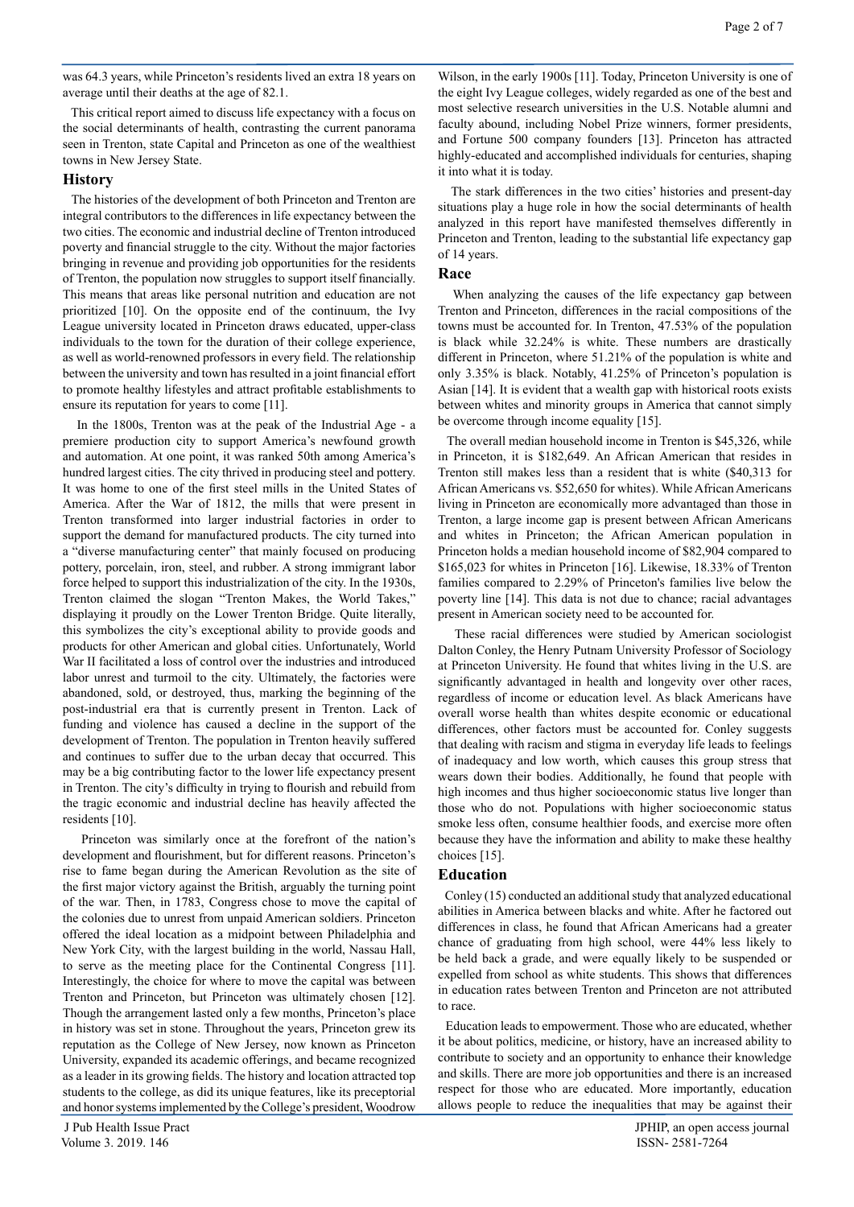was 64.3 years, while Princeton's residents lived an extra 18 years on average until their deaths at the age of 82.1.

This critical report aimed to discuss life expectancy with a focus on the social determinants of health, contrasting the current panorama seen in Trenton, state Capital and Princeton as one of the wealthiest towns in New Jersey State.

## History

The histories of the development of both Princeton and Trenton are integral contributors to the differences in life expectancy between the two cities. The economic and industrial decline of Trenton introduced poverty and financial struggle to the city. Without the major factories bringing in revenue and providing job opportunities for the residents of Trenton, the population now struggles to support itself financially. This means that areas like personal nutrition and education are not prioritized [10]. On the opposite end of the continuum, the Ivy League university located in Princeton draws educated, upper-class individuals to the town for the duration of their college experience, as well as world-renowned professors in every field. The relationship between the university and town has resulted in a joint financial effort to promote healthy lifestyles and attract profitable establishments to ensure its reputation for years to come [11].

In the 1800s, Trenton was at the peak of the Industrial Age - a premiere production city to support America's newfound growth and automation. At one point, it was ranked 50th among America's hundred largest cities. The city thrived in producing steel and pottery. It was home to one of the first steel mills in the United States of America. After the War of 1812, the mills that were present in Trenton transformed into larger industrial factories in order to support the demand for manufactured products. The city turned into a "diverse manufacturing center" that mainly focused on producing pottery, porcelain, iron, steel, and rubber. A strong immigrant labor force helped to support this industrialization of the city. In the 1930s, Trenton claimed the slogan "Trenton Makes, the World Takes," displaying it proudly on the Lower Trenton Bridge. Quite literally, this symbolizes the city's exceptional ability to provide goods and products for other American and global cities. Unfortunately, World War II facilitated a loss of control over the industries and introduced labor unrest and turmoil to the city. Ultimately, the factories were abandoned, sold, or destroyed, thus, marking the beginning of the post-industrial era that is currently present in Trenton. Lack of funding and violence has caused a decline in the support of the development of Trenton. The population in Trenton heavily suffered and continues to suffer due to the urban decay that occurred. This may be a big contributing factor to the lower life expectancy present in Trenton. The city's difficulty in trying to flourish and rebuild from the tragic economic and industrial decline has heavily affected the residents [10].

Princeton was similarly once at the forefront of the nation's development and flourishment, but for different reasons. Princeton's rise to fame began during the American Revolution as the site of the first major victory against the British, arguably the turning point of the war. Then, in 1783, Congress chose to move the capital of the colonies due to unrest from unpaid American soldiers. Princeton offered the ideal location as a midpoint between Philadelphia and New York City, with the largest building in the world, Nassau Hall, to serve as the meeting place for the Continental Congress [11]. Interestingly, the choice for where to move the capital was between Trenton and Princeton, but Princeton was ultimately chosen [12]. Though the arrangement lasted only a few months, Princeton's place in history was set in stone. Throughout the years, Princeton grew its reputation as the College of New Jersey, now known as Princeton University, expanded its academic offerings, and became recognized as a leader in its growing fields. The history and location attracted top students to the college, as did its unique features, like its preceptorial and honor systems implemented by the College's president, Woodrow Wilson, in the early 1900s [11]. Today, Princeton University is one of the eight Ivy League colleges, widely regarded as one of the best and most selective research universities in the U.S. Notable alumni and faculty abound, including Nobel Prize winners, former presidents, and Fortune 500 company founders [13]. Princeton has attracted highly-educated and accomplished individuals for centuries, shaping it into what it is today.

The stark differences in the two cities' histories and present-day situations play a huge role in how the social determinants of health analyzed in this report have manifested themselves differently in Princeton and Trenton, leading to the substantial life expectancy gap of 14 years.

## Race

When analyzing the causes of the life expectancy gap between Trenton and Princeton, differences in the racial compositions of the towns must be accounted for. In Trenton, 47.53% of the population is black while 32.24% is white. These numbers are drastically different in Princeton, where 51.21% of the population is white and only 3.35% is black. Notably, 41.25% of Princeton's population is Asian [14]. It is evident that a wealth gap with historical roots exists between whites and minority groups in America that cannot simply be overcome through income equality [15].

The overall median household income in Trenton is $45,326, while in Princeton, it is $182,649. An African American that resides in Trenton still makes less than a resident that is white ($40,313 for African Americans vs. $52,650 for whites). While African Americans living in Princeton are economically more advantaged than those in Trenton, a large income gap is present between African Americans and whites in Princeton; the African American population in Princeton holds a median household income of $82,904 compared to $165,023 for whites in Princeton [16]. Likewise, 18.33% of Trenton families compared to 2.29% of Princeton's families live below the poverty line [14]. This data is not due to chance; racial advantages present in American society need to be accounted for.

These racial differences were studied by American sociologist Dalton Conley, the Henry Putnam University Professor of Sociology at Princeton University. He found that whites living in the U.S. are significantly advantaged in health and longevity over other races, regardless of income or education level. As black Americans have overall worse health than whites despite economic or educational differences, other factors must be accounted for. Conley suggests that dealing with racism and stigma in everyday life leads to feelings of inadequacy and low worth, which causes this group stress that wears down their bodies. Additionally, he found that people with high incomes and thus higher socioeconomic status live longer than those who do not. Populations with higher socioeconomic status smoke less often, consume healthier foods, and exercise more often because they have the information and ability to make these healthy choices [15].

## Education

Conley (15) conducted an additional study that analyzed educational abilities in America between blacks and white. After he factored out differences in class, he found that African Americans had a greater chance of graduating from high school, were 44% less likely to be held back a grade, and were equally likely to be suspended or expelled from school as white students. This shows that differences in education rates between Trenton and Princeton are not attributed to race.

Education leads to empowerment. Those who are educated, whether it be about politics, medicine, or history, have an increased ability to contribute to society and an opportunity to enhance their knowledge and skills. There are more job opportunities and there is an increased respect for those who are educated. More importantly, education allows people to reduce the inequalities that may be against their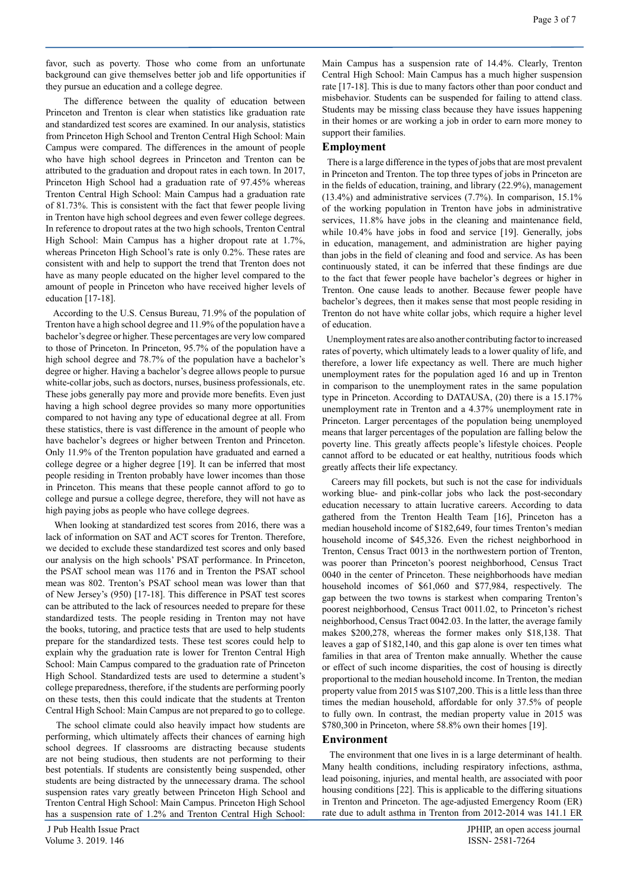favor, such as poverty. Those who come from an unfortunate background can give themselves better job and life opportunities if they pursue an education and a college degree.

The difference between the quality of education between Princeton and Trenton is clear when statistics like graduation rate and standardized test scores are examined. In our analysis, statistics from Princeton High School and Trenton Central High School: Main Campus were compared. The differences in the amount of people who have high school degrees in Princeton and Trenton can be attributed to the graduation and dropout rates in each town. In 2017, Princeton High School had a graduation rate of 97.45% whereas Trenton Central High School: Main Campus had a graduation rate of 81.73%. This is consistent with the fact that fewer people living in Trenton have high school degrees and even fewer college degrees. In reference to dropout rates at the two high schools, Trenton Central High School: Main Campus has a higher dropout rate at 1.7%, whereas Princeton High School's rate is only 0.2%. These rates are consistent with and help to support the trend that Trenton does not have as many people educated on the higher level compared to the amount of people in Princeton who have received higher levels of education [17-18].

According to the U.S. Census Bureau, 71.9% of the population of Trenton have a high school degree and 11.9% of the population have a bachelor's degree or higher. These percentages are very low compared to those of Princeton. In Princeton, 95.7% of the population have a high school degree and 78.7% of the population have a bachelor's degree or higher. Having a bachelor's degree allows people to pursue white-collar jobs, such as doctors, nurses, business professionals, etc. These jobs generally pay more and provide more benefits. Even just having a high school degree provides so many more opportunities compared to not having any type of educational degree at all. From these statistics, there is vast difference in the amount of people who have bachelor's degrees or higher between Trenton and Princeton. Only 11.9% of the Trenton population have graduated and earned a college degree or a higher degree [19]. It can be inferred that most people residing in Trenton probably have lower incomes than those in Princeton. This means that these people cannot afford to go to college and pursue a college degree, therefore, they will not have as high paying jobs as people who have college degrees.

When looking at standardized test scores from 2016, there was a lack of information on SAT and ACT scores for Trenton. Therefore, we decided to exclude these standardized test scores and only based our analysis on the high schools' PSAT performance. In Princeton, the PSAT school mean was 1176 and in Trenton the PSAT school mean was 802. Trenton's PSAT school mean was lower than that of New Jersey's (950) [17-18]. This difference in PSAT test scores can be attributed to the lack of resources needed to prepare for these standardized tests. The people residing in Trenton may not have the books, tutoring, and practice tests that are used to help students prepare for the standardized tests. These test scores could help to explain why the graduation rate is lower for Trenton Central High School: Main Campus compared to the graduation rate of Princeton High School. Standardized tests are used to determine a student's college preparedness, therefore, if the students are performing poorly on these tests, then this could indicate that the students at Trenton Central High School: Main Campus are not prepared to go to college.

The school climate could also heavily impact how students are performing, which ultimately affects their chances of earning high school degrees. If classrooms are distracting because students are not being studious, then students are not performing to their best potentials. If students are consistently being suspended, other students are being distracted by the unnecessary drama. The school suspension rates vary greatly between Princeton High School and Trenton Central High School: Main Campus. Princeton High School has a suspension rate of 1.2% and Trenton Central High School: Main Campus has a suspension rate of 14.4%. Clearly, Trenton Central High School: Main Campus has a much higher suspension rate [17-18]. This is due to many factors other than poor conduct and misbehavior. Students can be suspended for failing to attend class. Students may be missing class because they have issues happening in their homes or are working a job in order to earn more money to support their families.

## Employment

There is a large difference in the types of jobs that are most prevalent in Princeton and Trenton. The top three types of jobs in Princeton are in the fields of education, training, and library (22.9%), management (13.4%) and administrative services (7.7%). In comparison, 15.1% of the working population in Trenton have jobs in administrative services, 11.8% have jobs in the cleaning and maintenance field, while 10.4% have jobs in food and service [19]. Generally, jobs in education, management, and administration are higher paying than jobs in the field of cleaning and food and service. As has been continuously stated, it can be inferred that these findings are due to the fact that fewer people have bachelor's degrees or higher in Trenton. One cause leads to another. Because fewer people have bachelor's degrees, then it makes sense that most people residing in Trenton do not have white collar jobs, which require a higher level of education.

Unemployment rates are also another contributing factor to increased rates of poverty, which ultimately leads to a lower quality of life, and therefore, a lower life expectancy as well. There are much higher unemployment rates for the population aged 16 and up in Trenton in comparison to the unemployment rates in the same population type in Princeton. According to DATAUSA, (20) there is a 15.17% unemployment rate in Trenton and a 4.37% unemployment rate in Princeton. Larger percentages of the population being unemployed means that larger percentages of the population are falling below the poverty line. This greatly affects people's lifestyle choices. People cannot afford to be educated or eat healthy, nutritious foods which greatly affects their life expectancy.

Careers may fill pockets, but such is not the case for individuals working blue- and pink-collar jobs who lack the post-secondary education necessary to attain lucrative careers. According to data gathered from the Trenton Health Team [16], Princeton has a median household income of $182,649, four times Trenton's median household income of $45,326. Even the richest neighborhood in Trenton, Census Tract 0013 in the northwestern portion of Trenton, was poorer than Princeton's poorest neighborhood, Census Tract 0040 in the center of Princeton. These neighborhoods have median household incomes of $61,060 and $77,984, respectively. The gap between the two towns is starkest when comparing Trenton's poorest neighborhood, Census Tract 0011.02, to Princeton's richest neighborhood, Census Tract 0042.03. In the latter, the average family makes $200,278, whereas the former makes only $18,138. That leaves a gap of $182,140, and this gap alone is over ten times what families in that area of Trenton make annually. Whether the cause or effect of such income disparities, the cost of housing is directly proportional to the median household income. In Trenton, the median property value from 2015 was $107,200. This is a little less than three times the median household, affordable for only 37.5% of people to fully own. In contrast, the median property value in 2015 was $780,300 in Princeton, where 58.8% own their homes [19].

## Environment

The environment that one lives in is a large determinant of health. Many health conditions, including respiratory infections, asthma, lead poisoning, injuries, and mental health, are associated with poor housing conditions [22]. This is applicable to the differing situations in Trenton and Princeton. The age-adjusted Emergency Room (ER) rate due to adult asthma in Trenton from 2012-2014 was 141.1 ER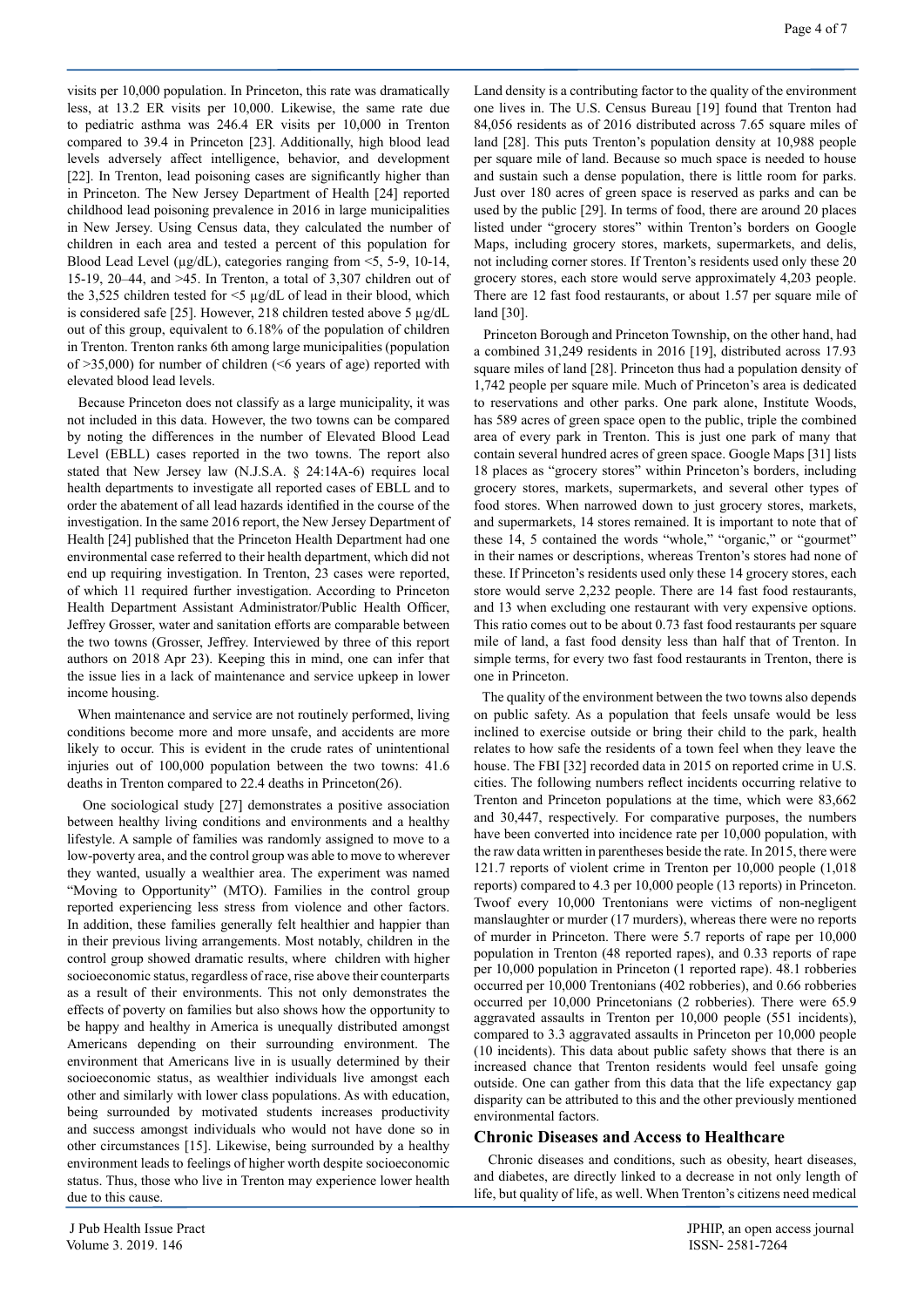visits per 10,000 population. In Princeton, this rate was dramatically less, at 13.2 ER visits per 10,000. Likewise, the same rate due to pediatric asthma was 246.4 ER visits per 10,000 in Trenton compared to 39.4 in Princeton [23]. Additionally, high blood lead levels adversely affect intelligence, behavior, and development [22]. In Trenton, lead poisoning cases are significantly higher than in Princeton. The New Jersey Department of Health [24] reported childhood lead poisoning prevalence in 2016 in large municipalities in New Jersey. Using Census data, they calculated the number of children in each area and tested a percent of this population for Blood Lead Level (µg/dL), categories ranging from <5, 5-9, 10-14, 15-19, 20–44, and >45. In Trenton, a total of 3,307 children out of the 3,525 children tested for <5 µg/dL of lead in their blood, which is considered safe [25]. However, 218 children tested above 5 µg/dL out of this group, equivalent to 6.18% of the population of children in Trenton. Trenton ranks 6th among large municipalities (population of >35,000) for number of children (<6 years of age) reported with elevated blood lead levels.

Because Princeton does not classify as a large municipality, it was not included in this data. However, the two towns can be compared by noting the differences in the number of Elevated Blood Lead Level (EBLL) cases reported in the two towns. The report also stated that New Jersey law (N.J.S.A. § 24:14A-6) requires local health departments to investigate all reported cases of EBLL and to order the abatement of all lead hazards identified in the course of the investigation. In the same 2016 report, the New Jersey Department of Health [24] published that the Princeton Health Department had one environmental case referred to their health department, which did not end up requiring investigation. In Trenton, 23 cases were reported, of which 11 required further investigation. According to Princeton Health Department Assistant Administrator/Public Health Officer, Jeffrey Grosser, water and sanitation efforts are comparable between the two towns (Grosser, Jeffrey. Interviewed by three of this report authors on 2018 Apr 23). Keeping this in mind, one can infer that the issue lies in a lack of maintenance and service upkeep in lower income housing.

When maintenance and service are not routinely performed, living conditions become more and more unsafe, and accidents are more likely to occur. This is evident in the crude rates of unintentional injuries out of 100,000 population between the two towns: 41.6 deaths in Trenton compared to 22.4 deaths in Princeton(26).

One sociological study [27] demonstrates a positive association between healthy living conditions and environments and a healthy lifestyle. A sample of families was randomly assigned to move to a low-poverty area, and the control group was able to move to wherever they wanted, usually a wealthier area. The experiment was named "Moving to Opportunity" (MTO). Families in the control group reported experiencing less stress from violence and other factors. In addition, these families generally felt healthier and happier than in their previous living arrangements. Most notably, children in the control group showed dramatic results, where children with higher socioeconomic status, regardless of race, rise above their counterparts as a result of their environments. This not only demonstrates the effects of poverty on families but also shows how the opportunity to be happy and healthy in America is unequally distributed amongst Americans depending on their surrounding environment. The environment that Americans live in is usually determined by their socioeconomic status, as wealthier individuals live amongst each other and similarly with lower class populations. As with education, being surrounded by motivated students increases productivity and success amongst individuals who would not have done so in other circumstances [15]. Likewise, being surrounded by a healthy environment leads to feelings of higher worth despite socioeconomic status. Thus, those who live in Trenton may experience lower health due to this cause.

Land density is a contributing factor to the quality of the environment one lives in. The U.S. Census Bureau [19] found that Trenton had 84,056 residents as of 2016 distributed across 7.65 square miles of land [28]. This puts Trenton's population density at 10,988 people per square mile of land. Because so much space is needed to house and sustain such a dense population, there is little room for parks. Just over 180 acres of green space is reserved as parks and can be used by the public [29]. In terms of food, there are around 20 places listed under "grocery stores" within Trenton's borders on Google Maps, including grocery stores, markets, supermarkets, and delis, not including corner stores. If Trenton's residents used only these 20 grocery stores, each store would serve approximately 4,203 people. There are 12 fast food restaurants, or about 1.57 per square mile of land [30].

Princeton Borough and Princeton Township, on the other hand, had a combined 31,249 residents in 2016 [19], distributed across 17.93 square miles of land [28]. Princeton thus had a population density of 1,742 people per square mile. Much of Princeton's area is dedicated to reservations and other parks. One park alone, Institute Woods, has 589 acres of green space open to the public, triple the combined area of every park in Trenton. This is just one park of many that contain several hundred acres of green space. Google Maps [31] lists 18 places as "grocery stores" within Princeton's borders, including grocery stores, markets, supermarkets, and several other types of food stores. When narrowed down to just grocery stores, markets, and supermarkets, 14 stores remained. It is important to note that of these 14, 5 contained the words "whole," "organic," or "gourmet" in their names or descriptions, whereas Trenton's stores had none of these. If Princeton's residents used only these 14 grocery stores, each store would serve 2,232 people. There are 14 fast food restaurants, and 13 when excluding one restaurant with very expensive options. This ratio comes out to be about 0.73 fast food restaurants per square mile of land, a fast food density less than half that of Trenton. In simple terms, for every two fast food restaurants in Trenton, there is one in Princeton.

The quality of the environment between the two towns also depends on public safety. As a population that feels unsafe would be less inclined to exercise outside or bring their child to the park, health relates to how safe the residents of a town feel when they leave the house. The FBI [32] recorded data in 2015 on reported crime in U.S. cities. The following numbers reflect incidents occurring relative to Trenton and Princeton populations at the time, which were 83,662 and 30,447, respectively. For comparative purposes, the numbers have been converted into incidence rate per 10,000 population, with the raw data written in parentheses beside the rate. In 2015, there were 121.7 reports of violent crime in Trenton per 10,000 people (1,018 reports) compared to 4.3 per 10,000 people (13 reports) in Princeton. Twoof every 10,000 Trentonians were victims of non-negligent manslaughter or murder (17 murders), whereas there were no reports of murder in Princeton. There were 5.7 reports of rape per 10,000 population in Trenton (48 reported rapes), and 0.33 reports of rape per 10,000 population in Princeton (1 reported rape). 48.1 robberies occurred per 10,000 Trentonians (402 robberies), and 0.66 robberies occurred per 10,000 Princetonians (2 robberies). There were 65.9 aggravated assaults in Trenton per 10,000 people (551 incidents), compared to 3.3 aggravated assaults in Princeton per 10,000 people (10 incidents). This data about public safety shows that there is an increased chance that Trenton residents would feel unsafe going outside. One can gather from this data that the life expectancy gap disparity can be attributed to this and the other previously mentioned environmental factors.

## Chronic Diseases and Access to Healthcare

Chronic diseases and conditions, such as obesity, heart diseases, and diabetes, are directly linked to a decrease in not only length of life, but quality of life, as well. When Trenton's citizens need medical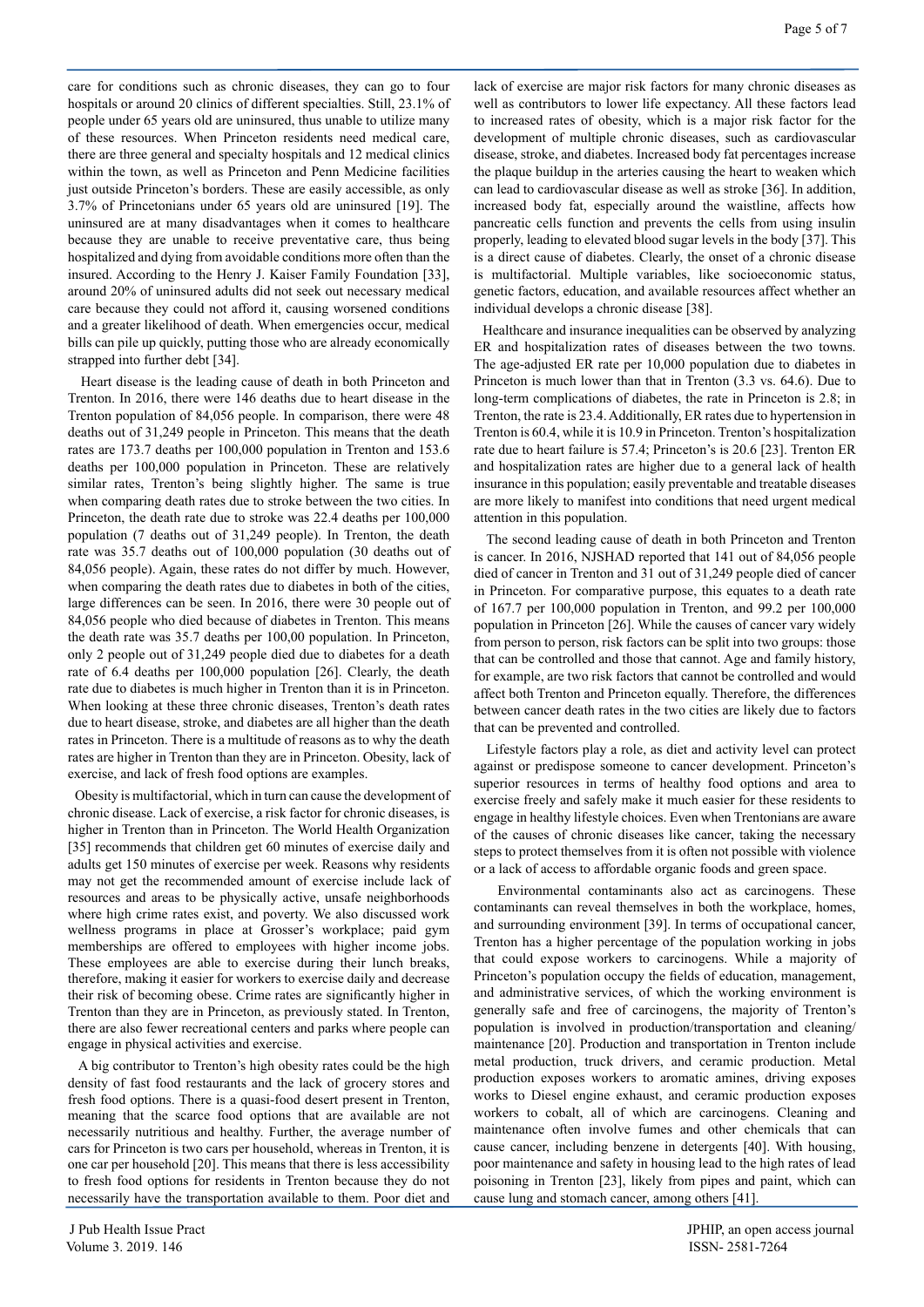care for conditions such as chronic diseases, they can go to four hospitals or around 20 clinics of different specialties. Still, 23.1% of people under 65 years old are uninsured, thus unable to utilize many of these resources. When Princeton residents need medical care, there are three general and specialty hospitals and 12 medical clinics within the town, as well as Princeton and Penn Medicine facilities just outside Princeton's borders. These are easily accessible, as only 3.7% of Princetonians under 65 years old are uninsured [19]. The uninsured are at many disadvantages when it comes to healthcare because they are unable to receive preventative care, thus being hospitalized and dying from avoidable conditions more often than the insured. According to the Henry J. Kaiser Family Foundation [33], around 20% of uninsured adults did not seek out necessary medical care because they could not afford it, causing worsened conditions and a greater likelihood of death. When emergencies occur, medical bills can pile up quickly, putting those who are already economically strapped into further debt [34].

Heart disease is the leading cause of death in both Princeton and Trenton. In 2016, there were 146 deaths due to heart disease in the Trenton population of 84,056 people. In comparison, there were 48 deaths out of 31,249 people in Princeton. This means that the death rates are 173.7 deaths per 100,000 population in Trenton and 153.6 deaths per 100,000 population in Princeton. These are relatively similar rates, Trenton's being slightly higher. The same is true when comparing death rates due to stroke between the two cities. In Princeton, the death rate due to stroke was 22.4 deaths per 100,000 population (7 deaths out of 31,249 people). In Trenton, the death rate was 35.7 deaths out of 100,000 population (30 deaths out of 84,056 people). Again, these rates do not differ by much. However, when comparing the death rates due to diabetes in both of the cities, large differences can be seen. In 2016, there were 30 people out of 84,056 people who died because of diabetes in Trenton. This means the death rate was 35.7 deaths per 100,00 population. In Princeton, only 2 people out of 31,249 people died due to diabetes for a death rate of 6.4 deaths per 100,000 population [26]. Clearly, the death rate due to diabetes is much higher in Trenton than it is in Princeton. When looking at these three chronic diseases, Trenton's death rates due to heart disease, stroke, and diabetes are all higher than the death rates in Princeton. There is a multitude of reasons as to why the death rates are higher in Trenton than they are in Princeton. Obesity, lack of exercise, and lack of fresh food options are examples.

Obesity is multifactorial, which in turn can cause the development of chronic disease. Lack of exercise, a risk factor for chronic diseases, is higher in Trenton than in Princeton. The World Health Organization [35] recommends that children get 60 minutes of exercise daily and adults get 150 minutes of exercise per week. Reasons why residents may not get the recommended amount of exercise include lack of resources and areas to be physically active, unsafe neighborhoods where high crime rates exist, and poverty. We also discussed work wellness programs in place at Grosser's workplace; paid gym memberships are offered to employees with higher income jobs. These employees are able to exercise during their lunch breaks, therefore, making it easier for workers to exercise daily and decrease their risk of becoming obese. Crime rates are significantly higher in Trenton than they are in Princeton, as previously stated. In Trenton, there are also fewer recreational centers and parks where people can engage in physical activities and exercise.

A big contributor to Trenton's high obesity rates could be the high density of fast food restaurants and the lack of grocery stores and fresh food options. There is a quasi-food desert present in Trenton, meaning that the scarce food options that are available are not necessarily nutritious and healthy. Further, the average number of cars for Princeton is two cars per household, whereas in Trenton, it is one car per household [20]. This means that there is less accessibility to fresh food options for residents in Trenton because they do not necessarily have the transportation available to them. Poor diet and lack of exercise are major risk factors for many chronic diseases as well as contributors to lower life expectancy. All these factors lead to increased rates of obesity, which is a major risk factor for the development of multiple chronic diseases, such as cardiovascular disease, stroke, and diabetes. Increased body fat percentages increase the plaque buildup in the arteries causing the heart to weaken which can lead to cardiovascular disease as well as stroke [36]. In addition, increased body fat, especially around the waistline, affects how pancreatic cells function and prevents the cells from using insulin properly, leading to elevated blood sugar levels in the body [37]. This is a direct cause of diabetes. Clearly, the onset of a chronic disease is multifactorial. Multiple variables, like socioeconomic status, genetic factors, education, and available resources affect whether an individual develops a chronic disease [38].

Healthcare and insurance inequalities can be observed by analyzing ER and hospitalization rates of diseases between the two towns. The age-adjusted ER rate per 10,000 population due to diabetes in Princeton is much lower than that in Trenton (3.3 vs. 64.6). Due to long-term complications of diabetes, the rate in Princeton is 2.8; in Trenton, the rate is 23.4. Additionally, ER rates due to hypertension in Trenton is 60.4, while it is 10.9 in Princeton. Trenton's hospitalization rate due to heart failure is 57.4; Princeton's is 20.6 [23]. Trenton ER and hospitalization rates are higher due to a general lack of health insurance in this population; easily preventable and treatable diseases are more likely to manifest into conditions that need urgent medical attention in this population.

The second leading cause of death in both Princeton and Trenton is cancer. In 2016, NJSHAD reported that 141 out of 84,056 people died of cancer in Trenton and 31 out of 31,249 people died of cancer in Princeton. For comparative purpose, this equates to a death rate of 167.7 per 100,000 population in Trenton, and 99.2 per 100,000 population in Princeton [26]. While the causes of cancer vary widely from person to person, risk factors can be split into two groups: those that can be controlled and those that cannot. Age and family history, for example, are two risk factors that cannot be controlled and would affect both Trenton and Princeton equally. Therefore, the differences between cancer death rates in the two cities are likely due to factors that can be prevented and controlled.

Lifestyle factors play a role, as diet and activity level can protect against or predispose someone to cancer development. Princeton's superior resources in terms of healthy food options and area to exercise freely and safely make it much easier for these residents to engage in healthy lifestyle choices. Even when Trentonians are aware of the causes of chronic diseases like cancer, taking the necessary steps to protect themselves from it is often not possible with violence or a lack of access to affordable organic foods and green space.

Environmental contaminants also act as carcinogens. These contaminants can reveal themselves in both the workplace, homes, and surrounding environment [39]. In terms of occupational cancer, Trenton has a higher percentage of the population working in jobs that could expose workers to carcinogens. While a majority of Princeton's population occupy the fields of education, management, and administrative services, of which the working environment is generally safe and free of carcinogens, the majority of Trenton's population is involved in production/transportation and cleaning/maintenance [20]. Production and transportation in Trenton include metal production, truck drivers, and ceramic production. Metal production exposes workers to aromatic amines, driving exposes works to Diesel engine exhaust, and ceramic production exposes workers to cobalt, all of which are carcinogens. Cleaning and maintenance often involve fumes and other chemicals that can cause cancer, including benzene in detergents [40]. With housing, poor maintenance and safety in housing lead to the high rates of lead poisoning in Trenton [23], likely from pipes and paint, which can cause lung and stomach cancer, among others [41].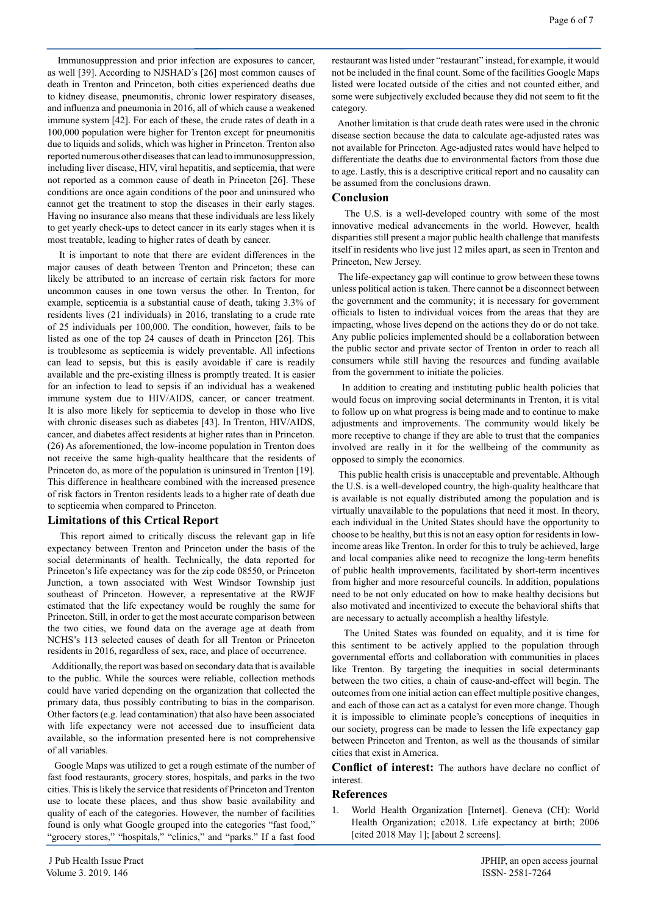Immunosuppression and prior infection are exposures to cancer, as well [39]. According to NJSHAD's [26] most common causes of death in Trenton and Princeton, both cities experienced deaths due to kidney disease, pneumonitis, chronic lower respiratory diseases, and influenza and pneumonia in 2016, all of which cause a weakened immune system [42]. For each of these, the crude rates of death in a 100,000 population were higher for Trenton except for pneumonitis due to liquids and solids, which was higher in Princeton. Trenton also reported numerous other diseases that can lead to immunosuppression, including liver disease, HIV, viral hepatitis, and septicemia, that were not reported as a common cause of death in Princeton [26]. These conditions are once again conditions of the poor and uninsured who cannot get the treatment to stop the diseases in their early stages. Having no insurance also means that these individuals are less likely to get yearly check-ups to detect cancer in its early stages when it is most treatable, leading to higher rates of death by cancer.

It is important to note that there are evident differences in the major causes of death between Trenton and Princeton; these can likely be attributed to an increase of certain risk factors for more uncommon causes in one town versus the other. In Trenton, for example, septicemia is a substantial cause of death, taking 3.3% of residents lives (21 individuals) in 2016, translating to a crude rate of 25 individuals per 100,000. The condition, however, fails to be listed as one of the top 24 causes of death in Princeton [26]. This is troublesome as septicemia is widely preventable. All infections can lead to sepsis, but this is easily avoidable if care is readily available and the pre-existing illness is promptly treated. It is easier for an infection to lead to sepsis if an individual has a weakened immune system due to HIV/AIDS, cancer, or cancer treatment. It is also more likely for septicemia to develop in those who live with chronic diseases such as diabetes [43]. In Trenton, HIV/AIDS, cancer, and diabetes affect residents at higher rates than in Princeton. (26) As aforementioned, the low-income population in Trenton does not receive the same high-quality healthcare that the residents of Princeton do, as more of the population is uninsured in Trenton [19]. This difference in healthcare combined with the increased presence of risk factors in Trenton residents leads to a higher rate of death due to septicemia when compared to Princeton.

## Limitations of this Crtical Report

This report aimed to critically discuss the relevant gap in life expectancy between Trenton and Princeton under the basis of the social determinants of health. Technically, the data reported for Princeton's life expectancy was for the zip code 08550, or Princeton Junction, a town associated with West Windsor Township just southeast of Princeton. However, a representative at the RWJF estimated that the life expectancy would be roughly the same for Princeton. Still, in order to get the most accurate comparison between the two cities, we found data on the average age at death from NCHS's 113 selected causes of death for all Trenton or Princeton residents in 2016, regardless of sex, race, and place of occurrence.

Additionally, the report was based on secondary data that is available to the public. While the sources were reliable, collection methods could have varied depending on the organization that collected the primary data, thus possibly contributing to bias in the comparison. Other factors (e.g. lead contamination) that also have been associated with life expectancy were not accessed due to insufficient data available, so the information presented here is not comprehensive of all variables.

Google Maps was utilized to get a rough estimate of the number of fast food restaurants, grocery stores, hospitals, and parks in the two cities. This is likely the service that residents of Princeton and Trenton use to locate these places, and thus show basic availability and quality of each of the categories. However, the number of facilities found is only what Google grouped into the categories "fast food," "grocery stores," "hospitals," "clinics," and "parks." If a fast food restaurant was listed under "restaurant" instead, for example, it would not be included in the final count. Some of the facilities Google Maps listed were located outside of the cities and not counted either, and some were subjectively excluded because they did not seem to fit the category.

Another limitation is that crude death rates were used in the chronic disease section because the data to calculate age-adjusted rates was not available for Princeton. Age-adjusted rates would have helped to differentiate the deaths due to environmental factors from those due to age. Lastly, this is a descriptive critical report and no causality can be assumed from the conclusions drawn.

## Conclusion

The U.S. is a well-developed country with some of the most innovative medical advancements in the world. However, health disparities still present a major public health challenge that manifests itself in residents who live just 12 miles apart, as seen in Trenton and Princeton, New Jersey.

The life-expectancy gap will continue to grow between these towns unless political action is taken. There cannot be a disconnect between the government and the community; it is necessary for government officials to listen to individual voices from the areas that they are impacting, whose lives depend on the actions they do or do not take. Any public policies implemented should be a collaboration between the public sector and private sector of Trenton in order to reach all consumers while still having the resources and funding available from the government to initiate the policies.

In addition to creating and instituting public health policies that would focus on improving social determinants in Trenton, it is vital to follow up on what progress is being made and to continue to make adjustments and improvements. The community would likely be more receptive to change if they are able to trust that the companies involved are really in it for the wellbeing of the community as opposed to simply the economics.

This public health crisis is unacceptable and preventable. Although the U.S. is a well-developed country, the high-quality healthcare that is available is not equally distributed among the population and is virtually unavailable to the populations that need it most. In theory, each individual in the United States should have the opportunity to choose to be healthy, but this is not an easy option for residents in low-income areas like Trenton. In order for this to truly be achieved, large and local companies alike need to recognize the long-term benefits of public health improvements, facilitated by short-term incentives from higher and more resourceful councils. In addition, populations need to be not only educated on how to make healthy decisions but also motivated and incentivized to execute the behavioral shifts that are necessary to actually accomplish a healthy lifestyle.

The United States was founded on equality, and it is time for this sentiment to be actively applied to the population through governmental efforts and collaboration with communities in places like Trenton. By targeting the inequities in social determinants between the two cities, a chain of cause-and-effect will begin. The outcomes from one initial action can effect multiple positive changes, and each of those can act as a catalyst for even more change. Though it is impossible to eliminate people's conceptions of inequities in our society, progress can be made to lessen the life expectancy gap between Princeton and Trenton, as well as the thousands of similar cities that exist in America.

**Conflict of interest:** The authors have declare no conflict of interest.

## References

1. World Health Organization [Internet]. Geneva (CH): World Health Organization; c2018. Life expectancy at birth; 2006 [cited 2018 May 1]; [about 2 screens].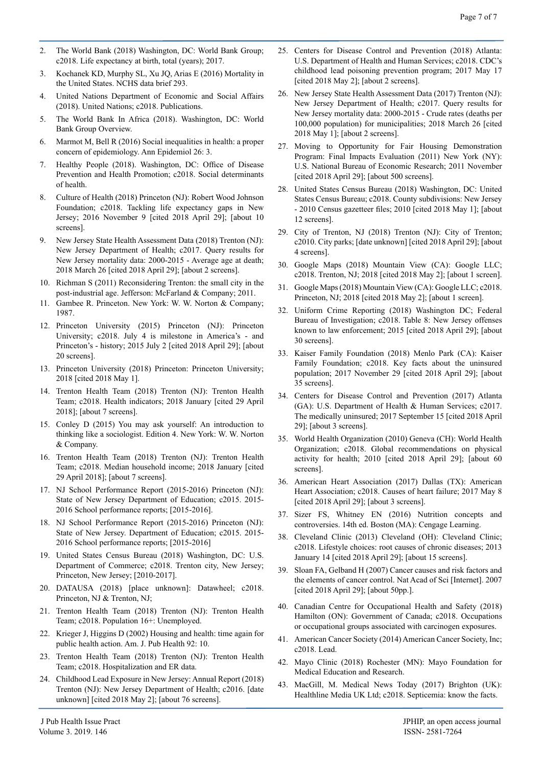2. The World Bank (2018) Washington, DC: World Bank Group; c2018. Life expectancy at birth, total (years); 2017.
3. Kochanek KD, Murphy SL, Xu JQ, Arias E (2016) Mortality in the United States. NCHS data brief 293.
4. United Nations Department of Economic and Social Affairs (2018). United Nations; c2018. Publications.
5. The World Bank In Africa (2018). Washington, DC: World Bank Group Overview.
6. Marmot M, Bell R (2016) Social inequalities in health: a proper concern of epidemiology. Ann Epidemiol 26: 3.
7. Healthy People (2018). Washington, DC: Office of Disease Prevention and Health Promotion; c2018. Social determinants of health.
8. Culture of Health (2018) Princeton (NJ): Robert Wood Johnson Foundation; c2018. Tackling life expectancy gaps in New Jersey; 2016 November 9 [cited 2018 April 29]; [about 10 screens].
9. New Jersey State Health Assessment Data (2018) Trenton (NJ): New Jersey Department of Health; c2017. Query results for New Jersey mortality data: 2000-2015 - Average age at death; 2018 March 26 [cited 2018 April 29]; [about 2 screens].
10. Richman S (2011) Reconsidering Trenton: the small city in the post-industrial age. Jefferson: McFarland & Company; 2011.
11. Gambee R. Princeton. New York: W. W. Norton & Company; 1987.
12. Princeton University (2015) Princeton (NJ): Princeton University; c2018. July 4 is milestone in America's - and Princeton's - history; 2015 July 2 [cited 2018 April 29]; [about 20 screens].
13. Princeton University (2018) Princeton: Princeton University; 2018 [cited 2018 May 1].
14. Trenton Health Team (2018) Trenton (NJ): Trenton Health Team; c2018. Health indicators; 2018 January [cited 29 April 2018]; [about 7 screens].
15. Conley D (2015) You may ask yourself: An introduction to thinking like a sociologist. Edition 4. New York: W. W. Norton & Company.
16. Trenton Health Team (2018) Trenton (NJ): Trenton Health Team; c2018. Median household income; 2018 January [cited 29 April 2018]; [about 7 screens].
17. NJ School Performance Report (2015-2016) Princeton (NJ): State of New Jersey Department of Education; c2015. 2015-2016 School performance reports; [2015-2016].
18. NJ School Performance Report (2015-2016) Princeton (NJ): State of New Jersey. Department of Education; c2015. 2015-2016 School performance reports; [2015-2016]
19. United States Census Bureau (2018) Washington, DC: U.S. Department of Commerce; c2018. Trenton city, New Jersey; Princeton, New Jersey; [2010-2017].
20. DATAUSA (2018) [place unknown]: Datawheel; c2018. Princeton, NJ & Trenton, NJ;
21. Trenton Health Team (2018) Trenton (NJ): Trenton Health Team; c2018. Population 16+: Unemployed.
22. Krieger J, Higgins D (2002) Housing and health: time again for public health action. Am. J. Pub Health 92: 10.
23. Trenton Health Team (2018) Trenton (NJ): Trenton Health Team; c2018. Hospitalization and ER data.
24. Childhood Lead Exposure in New Jersey: Annual Report (2018) Trenton (NJ): New Jersey Department of Health; c2016. [date unknown] [cited 2018 May 2]; [about 76 screens].
25. Centers for Disease Control and Prevention (2018) Atlanta: U.S. Department of Health and Human Services; c2018. CDC's childhood lead poisoning prevention program; 2017 May 17 [cited 2018 May 2]; [about 2 screens].
26. New Jersey State Health Assessment Data (2017) Trenton (NJ): New Jersey Department of Health; c2017. Query results for New Jersey mortality data: 2000-2015 - Crude rates (deaths per 100,000 population) for municipalities; 2018 March 26 [cited 2018 May 1]; [about 2 screens].
27. Moving to Opportunity for Fair Housing Demonstration Program: Final Impacts Evaluation (2011) New York (NY): U.S. National Bureau of Economic Research; 2011 November [cited 2018 April 29]; [about 500 screens].
28. United States Census Bureau (2018) Washington, DC: United States Census Bureau; c2018. County subdivisions: New Jersey - 2010 Census gazetteer files; 2010 [cited 2018 May 1]; [about 12 screens].
29. City of Trenton, NJ (2018) Trenton (NJ): City of Trenton; c2010. City parks; [date unknown] [cited 2018 April 29]; [about 4 screens].
30. Google Maps (2018) Mountain View (CA): Google LLC; c2018. Trenton, NJ; 2018 [cited 2018 May 2]; [about 1 screen].
31. Google Maps (2018) Mountain View (CA): Google LLC; c2018. Princeton, NJ; 2018 [cited 2018 May 2]; [about 1 screen].
32. Uniform Crime Reporting (2018) Washington DC; Federal Bureau of Investigation; c2018. Table 8: New Jersey offenses known to law enforcement; 2015 [cited 2018 April 29]; [about 30 screens].
33. Kaiser Family Foundation (2018) Menlo Park (CA): Kaiser Family Foundation; c2018. Key facts about the uninsured population; 2017 November 29 [cited 2018 April 29]; [about 35 screens].
34. Centers for Disease Control and Prevention (2017) Atlanta (GA): U.S. Department of Health & Human Services; c2017. The medically uninsured; 2017 September 15 [cited 2018 April 29]; [about 3 screens].
35. World Health Organization (2010) Geneva (CH): World Health Organization; c2018. Global recommendations on physical activity for health; 2010 [cited 2018 April 29]; [about 60 screens].
36. American Heart Association (2017) Dallas (TX): American Heart Association; c2018. Causes of heart failure; 2017 May 8 [cited 2018 April 29]; [about 3 screens].
37. Sizer FS, Whitney EN (2016) Nutrition concepts and controversies. 14th ed. Boston (MA): Cengage Learning.
38. Cleveland Clinic (2013) Cleveland (OH): Cleveland Clinic; c2018. Lifestyle choices: root causes of chronic diseases; 2013 January 14 [cited 2018 April 29]; [about 15 screens].
39. Sloan FA, Gelband H (2007) Cancer causes and risk factors and the elements of cancer control. Nat Acad of Sci [Internet]. 2007 [cited 2018 April 29]; [about 50pp.].
40. Canadian Centre for Occupational Health and Safety (2018) Hamilton (ON): Government of Canada; c2018. Occupations or occupational groups associated with carcinogen exposures.
41. American Cancer Society (2014) American Cancer Society, Inc; c2018. Lead.
42. Mayo Clinic (2018) Rochester (MN): Mayo Foundation for Medical Education and Research.
43. MacGill, M. Medical News Today (2017) Brighton (UK): Healthline Media UK Ltd; c2018. Septicemia: know the facts.